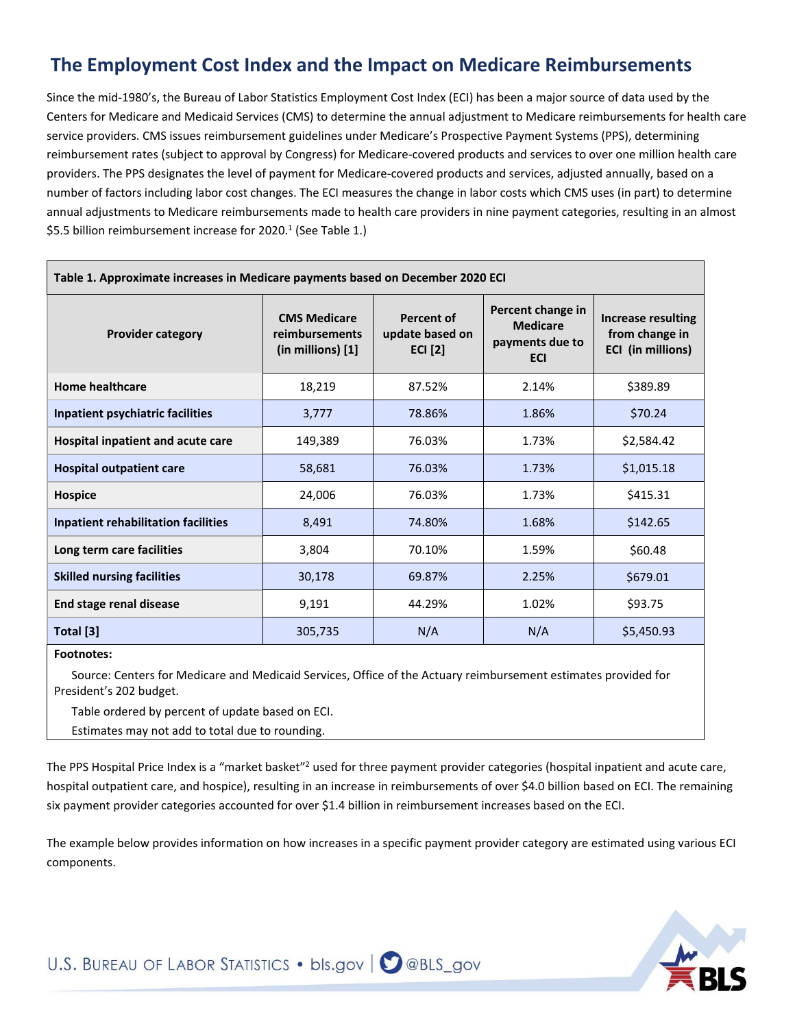# The Employment Cost Index and the Impact on Medicare Reimbursements

Since the mid-1980's, the Bureau of Labor Statistics Employment Cost Index (ECI) has been a major source of data used by the Centers for Medicare and Medicaid Services (CMS) to determine the annual adjustment to Medicare reimbursements for health care service providers. CMS issues reimbursement guidelines under Medicare's Prospective Payment Systems (PPS), determining reimbursement rates (subject to approval by Congress) for Medicare-covered products and services to over one million health care providers. The PPS designates the level of payment for Medicare-covered products and services, adjusted annually, based on a number of factors including labor cost changes. The ECI measures the change in labor costs which CMS uses (in part) to determine annual adjustments to Medicare reimbursements made to health care providers in nine payment categories, resulting in an almost $5.5 billion reimbursement increase for 2020.[1] (See Table 1.)

**Table 1. Approximate increases in Medicare payments based on December 2020 ECI**

| Provider category | CMS Medicare reimbursements (in millions) [1] | Percent of update based on ECI [2] | Percent change in Medicare payments due to ECI | Increase resulting from change in ECI (in millions) |
|---|---|---|---|---|
| Home healthcare | 18,219 | 87.52% | 2.14% | $389.89 |
| Inpatient psychiatric facilities | 3,777 | 78.86% | 1.86% | $70.24 |
| Hospital inpatient and acute care | 149,389 | 76.03% | 1.73% | $2,584.42 |
| Hospital outpatient care | 58,681 | 76.03% | 1.73% | $1,015.18 |
| Hospice | 24,006 | 76.03% | 1.73% | $415.31 |
| Inpatient rehabilitation facilities | 8,491 | 74.80% | 1.68% | $142.65 |
| Long term care facilities | 3,804 | 70.10% | 1.59% | $60.48 |
| Skilled nursing facilities | 30,178 | 69.87% | 2.25% | $679.01 |
| End stage renal disease | 9,191 | 44.29% | 1.02% | $93.75 |
| Total [3] | 305,735 | N/A | N/A | $5,450.93 |

**Footnotes:**

Source: Centers for Medicare and Medicaid Services, Office of the Actuary reimbursement estimates provided for President's 202 budget.

Table ordered by percent of update based on ECI.

Estimates may not add to total due to rounding.

The PPS Hospital Price Index is a "market basket"[2] used for three payment provider categories (hospital inpatient and acute care, hospital outpatient care, and hospice), resulting in an increase in reimbursements of over $4.0 billion based on ECI. The remaining six payment provider categories accounted for over $1.4 billion in reimbursement increases based on the ECI.

The example below provides information on how increases in a specific payment provider category are estimated using various ECI components.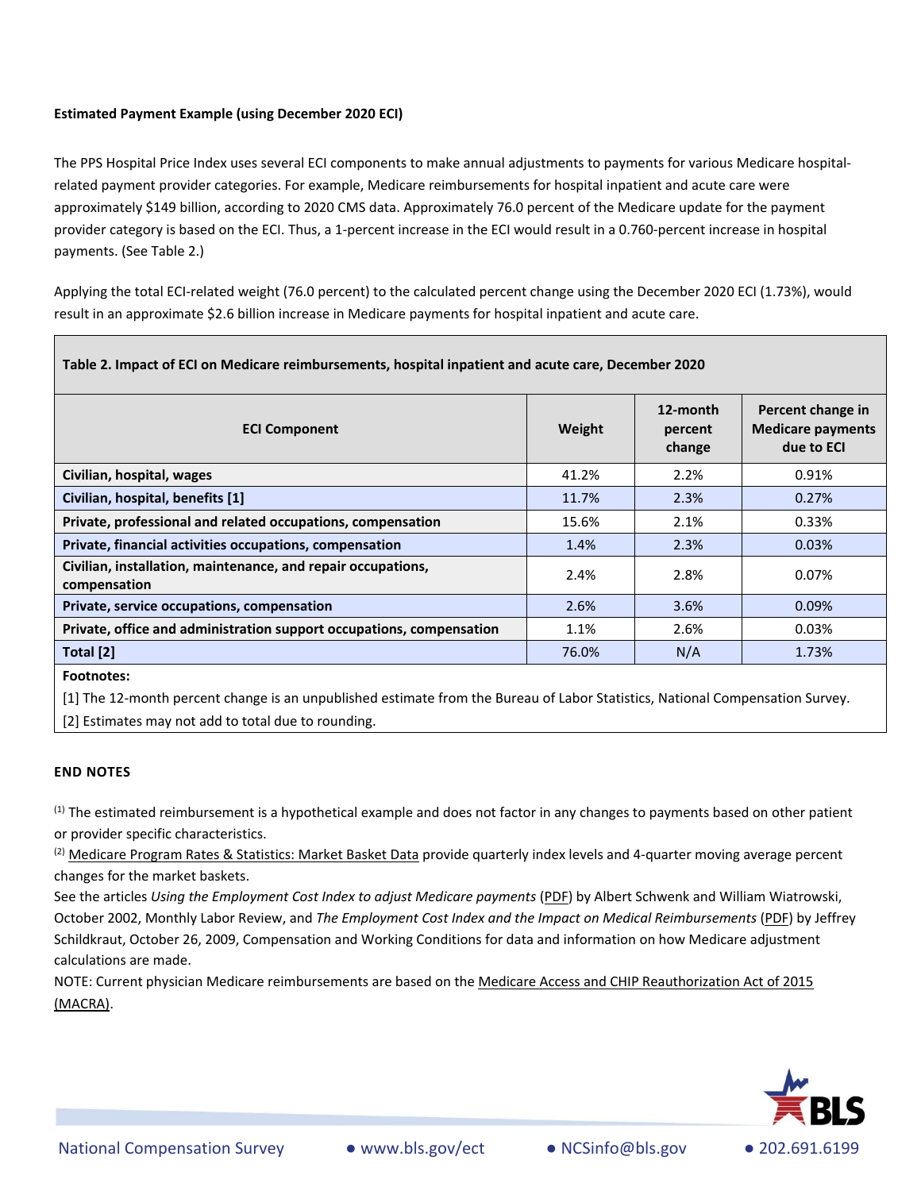**Estimated Payment Example (using December 2020 ECI)**

The PPS Hospital Price Index uses several ECI components to make annual adjustments to payments for various Medicare hospital-related payment provider categories. For example, Medicare reimbursements for hospital inpatient and acute care were approximately $149 billion, according to 2020 CMS data. Approximately 76.0 percent of the Medicare update for the payment provider category is based on the ECI. Thus, a 1-percent increase in the ECI would result in a 0.760-percent increase in hospital payments. (See Table 2.)

Applying the total ECI-related weight (76.0 percent) to the calculated percent change using the December 2020 ECI (1.73%), would result in an approximate $2.6 billion increase in Medicare payments for hospital inpatient and acute care.

**Table 2. Impact of ECI on Medicare reimbursements, hospital inpatient and acute care, December 2020**

| ECI Component | Weight | 12-month percent change | Percent change in Medicare payments due to ECI |
|---|---|---|---|
| **Civilian, hospital, wages** | 41.2% | 2.2% | 0.91% |
| **Civilian, hospital, benefits [1]** | 11.7% | 2.3% | 0.27% |
| **Private, professional and related occupations, compensation** | 15.6% | 2.1% | 0.33% |
| **Private, financial activities occupations, compensation** | 1.4% | 2.3% | 0.03% |
| **Civilian, installation, maintenance, and repair occupations, compensation** | 2.4% | 2.8% | 0.07% |
| **Private, service occupations, compensation** | 2.6% | 3.6% | 0.09% |
| **Private, office and administration support occupations, compensation** | 1.1% | 2.6% | 0.03% |
| **Total [2]** | 76.0% | N/A | 1.73% |

**Footnotes:**

[1] The 12-month percent change is an unpublished estimate from the Bureau of Labor Statistics, National Compensation Survey.

[2] Estimates may not add to total due to rounding.

**END NOTES**

(1) The estimated reimbursement is a hypothetical example and does not factor in any changes to payments based on other patient or provider specific characteristics.

(2) Medicare Program Rates & Statistics: Market Basket Data provide quarterly index levels and 4-quarter moving average percent changes for the market baskets.

See the articles *Using the Employment Cost Index to adjust Medicare payments* (PDF) by Albert Schwenk and William Wiatrowski, October 2002, Monthly Labor Review, and *The Employment Cost Index and the Impact on Medical Reimbursements* (PDF) by Jeffrey Schildkraut, October 26, 2009, Compensation and Working Conditions for data and information on how Medicare adjustment calculations are made.

NOTE: Current physician Medicare reimbursements are based on the Medicare Access and CHIP Reauthorization Act of 2015 (MACRA).